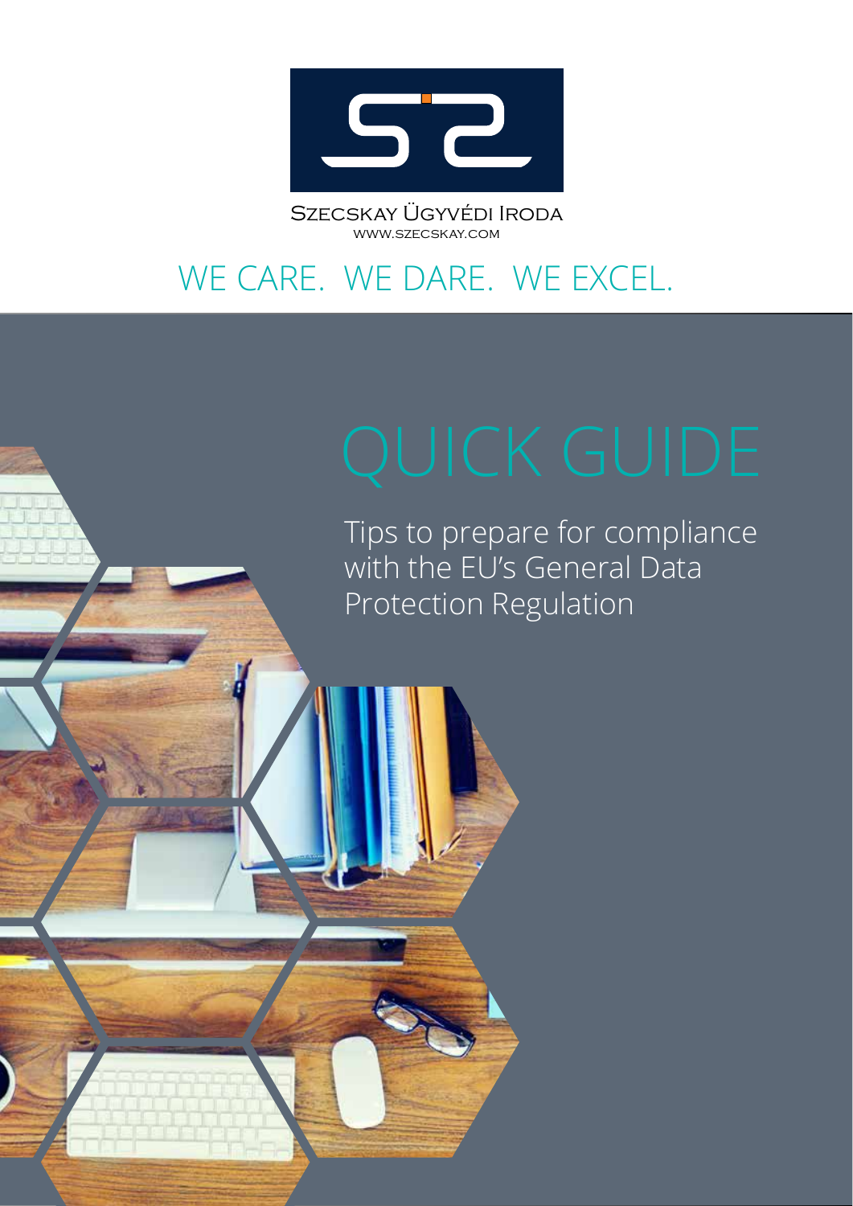Szecskay Ügyvédi Iroda

www.szecskay.com

WE CARE. WE DARE. WE EXCEL.

# QUICK GUIDE

Tips to prepare for compliance with the EU's General Data Protection Regulation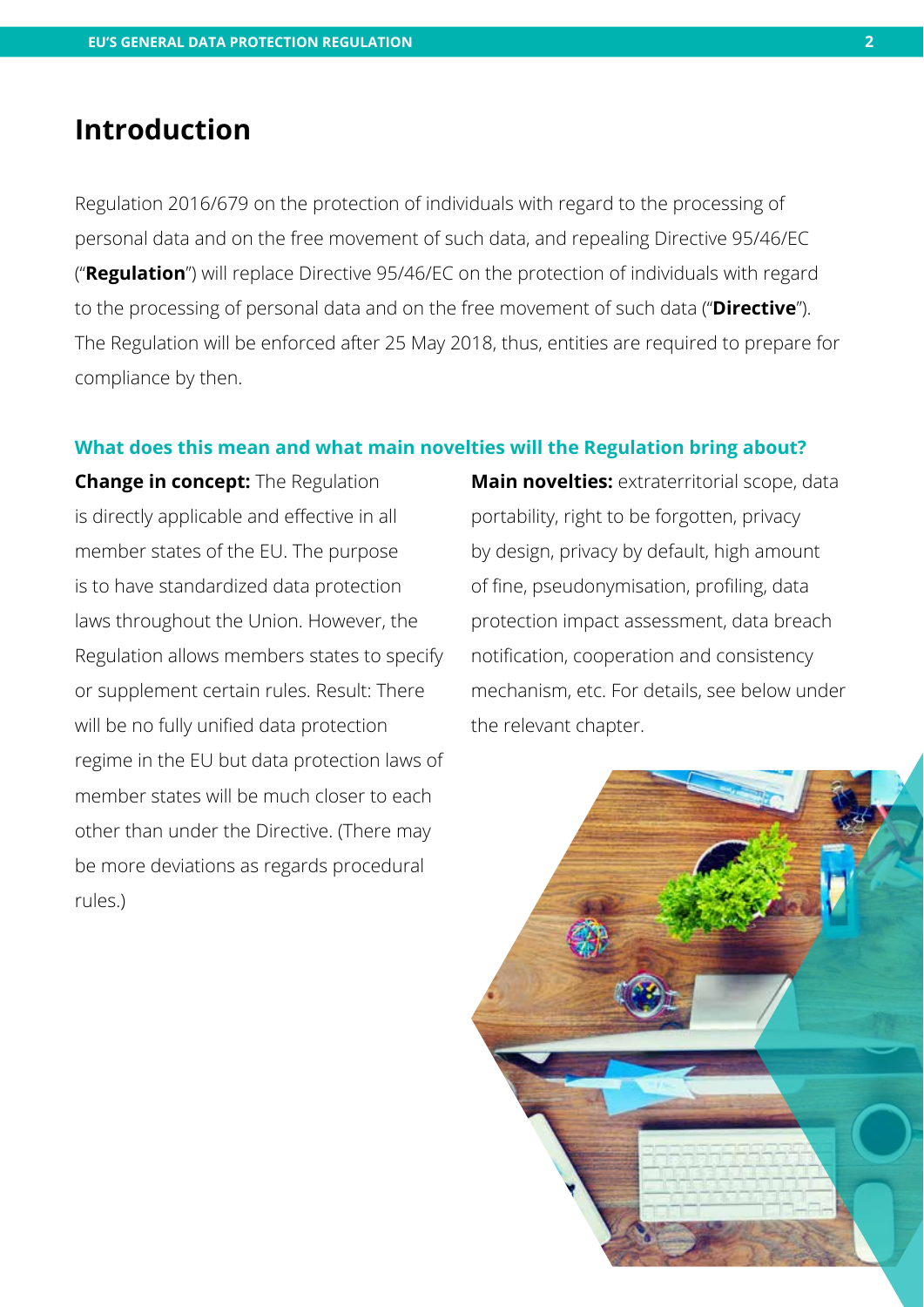# Introduction

Regulation 2016/679 on the protection of individuals with regard to the processing of personal data and on the free movement of such data, and repealing Directive 95/46/EC ("**Regulation**") will replace Directive 95/46/EC on the protection of individuals with regard to the processing of personal data and on the free movement of such data ("**Directive**"). The Regulation will be enforced after 25 May 2018, thus, entities are required to prepare for compliance by then.

### What does this mean and what main novelties will the Regulation bring about?

**Change in concept:** The Regulation is directly applicable and effective in all member states of the EU. The purpose is to have standardized data protection laws throughout the Union. However, the Regulation allows members states to specify or supplement certain rules. Result: There will be no fully unified data protection regime in the EU but data protection laws of member states will be much closer to each other than under the Directive. (There may be more deviations as regards procedural rules.)

**Main novelties:** extraterritorial scope, data portability, right to be forgotten, privacy by design, privacy by default, high amount of fine, pseudonymisation, profiling, data protection impact assessment, data breach notification, cooperation and consistency mechanism, etc. For details, see below under the relevant chapter.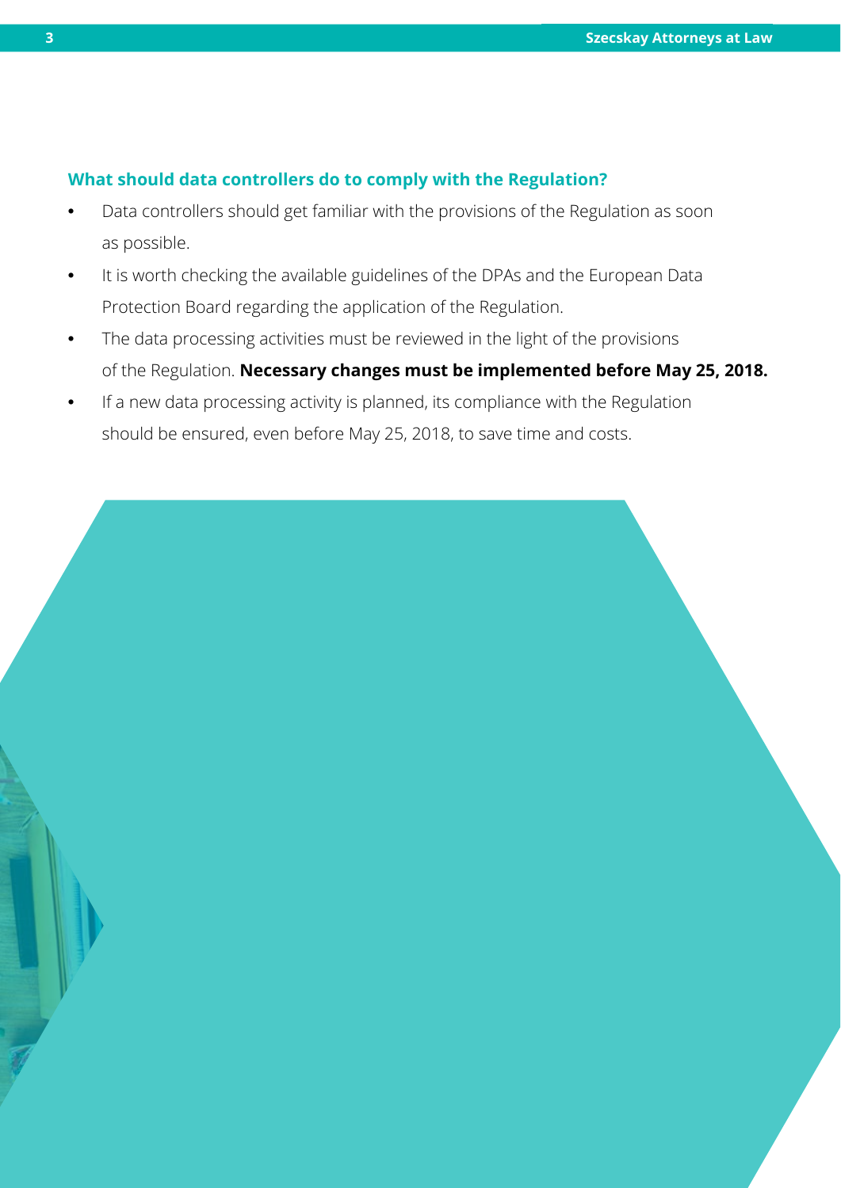### What should data controllers do to comply with the Regulation?

- Data controllers should get familiar with the provisions of the Regulation as soon as possible.
- It is worth checking the available guidelines of the DPAs and the European Data Protection Board regarding the application of the Regulation.
- The data processing activities must be reviewed in the light of the provisions of the Regulation. **Necessary changes must be implemented before May 25, 2018.**
- If a new data processing activity is planned, its compliance with the Regulation should be ensured, even before May 25, 2018, to save time and costs.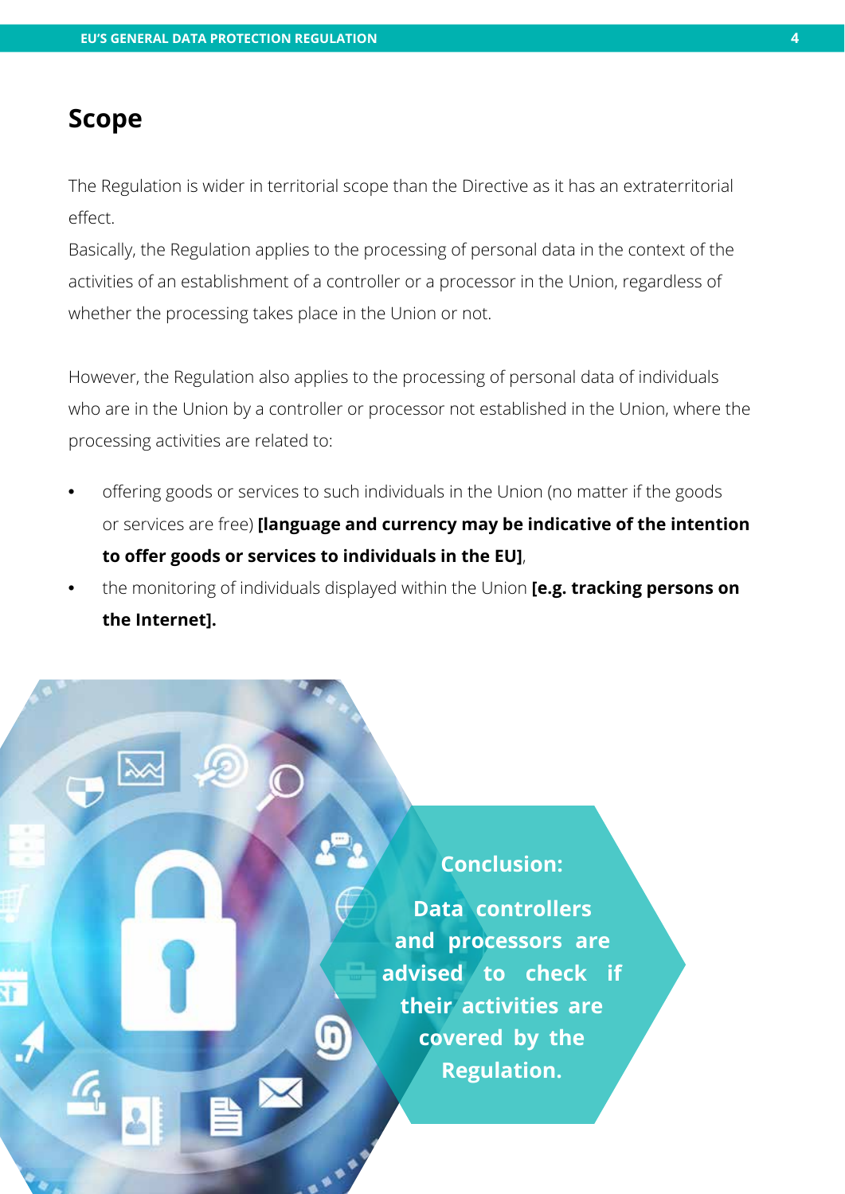## Scope

The Regulation is wider in territorial scope than the Directive as it has an extraterritorial effect.

Basically, the Regulation applies to the processing of personal data in the context of the activities of an establishment of a controller or a processor in the Union, regardless of whether the processing takes place in the Union or not.

However, the Regulation also applies to the processing of personal data of individuals who are in the Union by a controller or processor not established in the Union, where the processing activities are related to:

- offering goods or services to such individuals in the Union (no matter if the goods or services are free) **[language and currency may be indicative of the intention to offer goods or services to individuals in the EU]**,
- the monitoring of individuals displayed within the Union **[e.g. tracking persons on the Internet].**

**Conclusion:**

**Data controllers and processors are advised to check if their activities are covered by the Regulation.**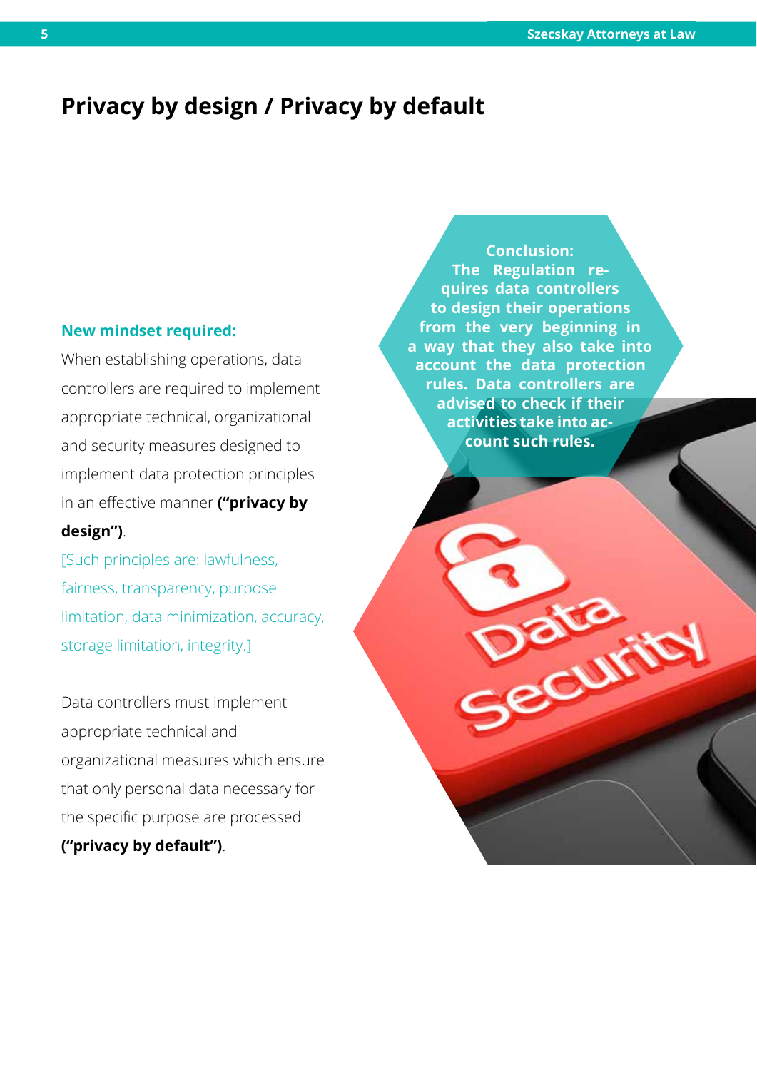# Privacy by design / Privacy by default

**New mindset required:**

When establishing operations, data controllers are required to implement appropriate technical, organizational and security measures designed to implement data protection principles in an effective manner **("privacy by design")**.

[Such principles are: lawfulness, fairness, transparency, purpose limitation, data minimization, accuracy, storage limitation, integrity.]

Data controllers must implement appropriate technical and organizational measures which ensure that only personal data necessary for the specific purpose are processed **("privacy by default")**.

**Conclusion: The Regulation requires data controllers to design their operations from the very beginning in a way that they also take into account the data protection rules. Data controllers are advised to check if their activities take into account such rules.**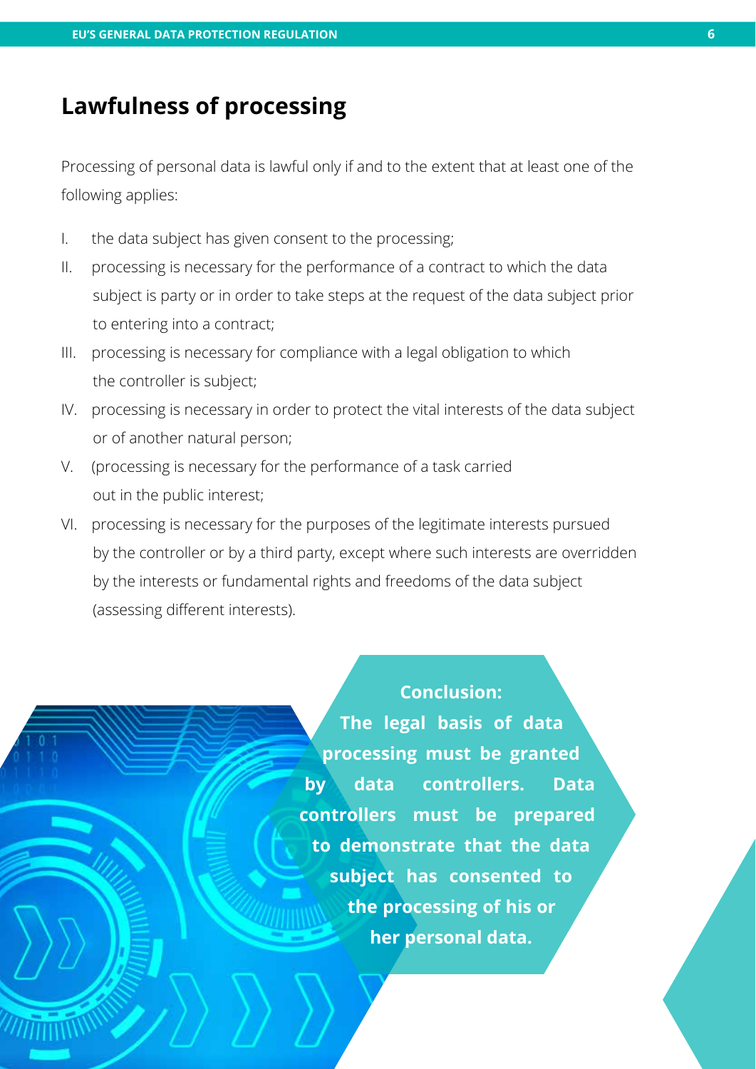## Lawfulness of processing

Processing of personal data is lawful only if and to the extent that at least one of the following applies:

I. the data subject has given consent to the processing;

II. processing is necessary for the performance of a contract to which the data subject is party or in order to take steps at the request of the data subject prior to entering into a contract;

III. processing is necessary for compliance with a legal obligation to which the controller is subject;

IV. processing is necessary in order to protect the vital interests of the data subject or of another natural person;

V. (processing is necessary for the performance of a task carried out in the public interest;

VI. processing is necessary for the purposes of the legitimate interests pursued by the controller or by a third party, except where such interests are overridden by the interests or fundamental rights and freedoms of the data subject (assessing different interests).

**Conclusion:**

**The legal basis of data processing must be granted by data controllers. Data controllers must be prepared to demonstrate that the data subject has consented to the processing of his or her personal data.**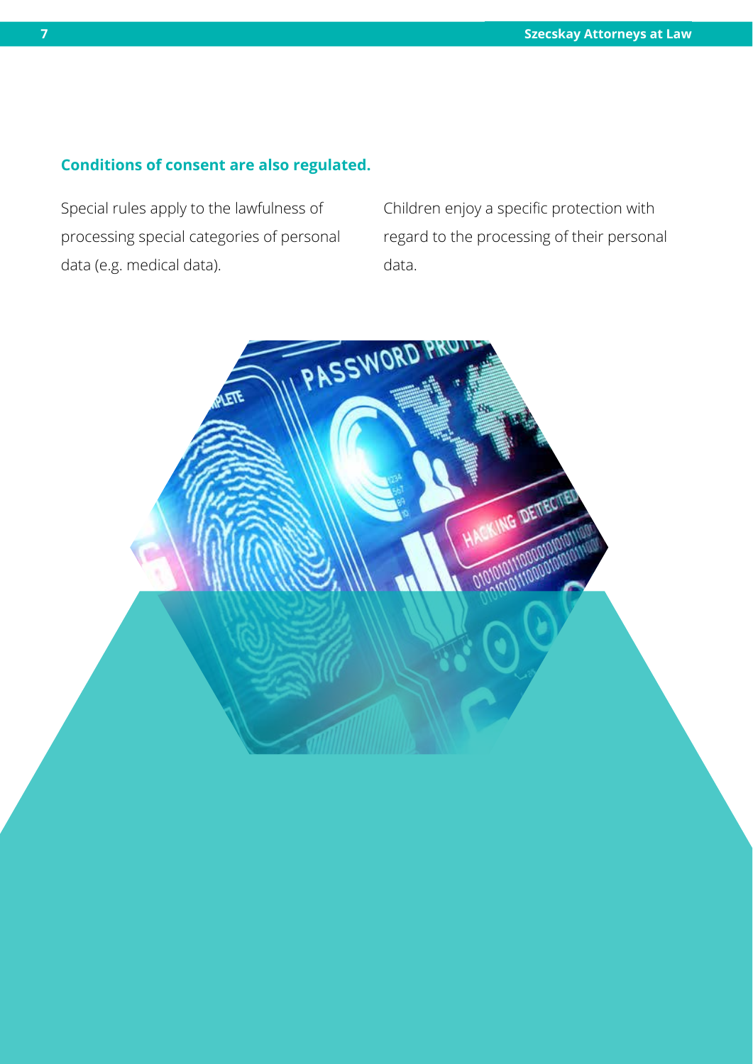### Conditions of consent are also regulated.

Special rules apply to the lawfulness of processing special categories of personal data (e.g. medical data).

Children enjoy a specific protection with regard to the processing of their personal data.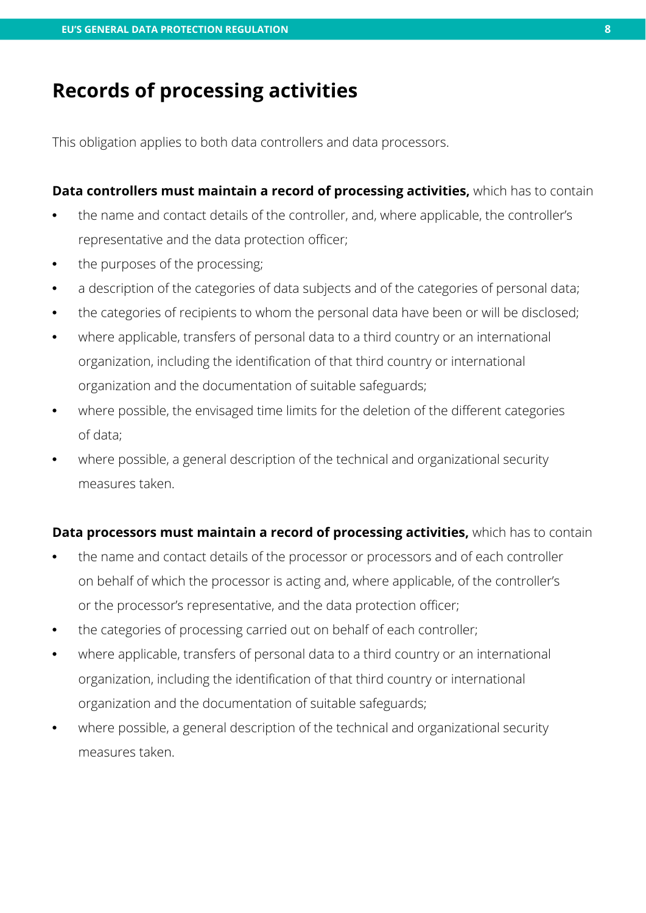## Records of processing activities

This obligation applies to both data controllers and data processors.

**Data controllers must maintain a record of processing activities,** which has to contain

- the name and contact details of the controller, and, where applicable, the controller's representative and the data protection officer;
- the purposes of the processing;
- a description of the categories of data subjects and of the categories of personal data;
- the categories of recipients to whom the personal data have been or will be disclosed;
- where applicable, transfers of personal data to a third country or an international organization, including the identification of that third country or international organization and the documentation of suitable safeguards;
- where possible, the envisaged time limits for the deletion of the different categories of data;
- where possible, a general description of the technical and organizational security measures taken.

**Data processors must maintain a record of processing activities,** which has to contain

- the name and contact details of the processor or processors and of each controller on behalf of which the processor is acting and, where applicable, of the controller's or the processor's representative, and the data protection officer;
- the categories of processing carried out on behalf of each controller;
- where applicable, transfers of personal data to a third country or an international organization, including the identification of that third country or international organization and the documentation of suitable safeguards;
- where possible, a general description of the technical and organizational security measures taken.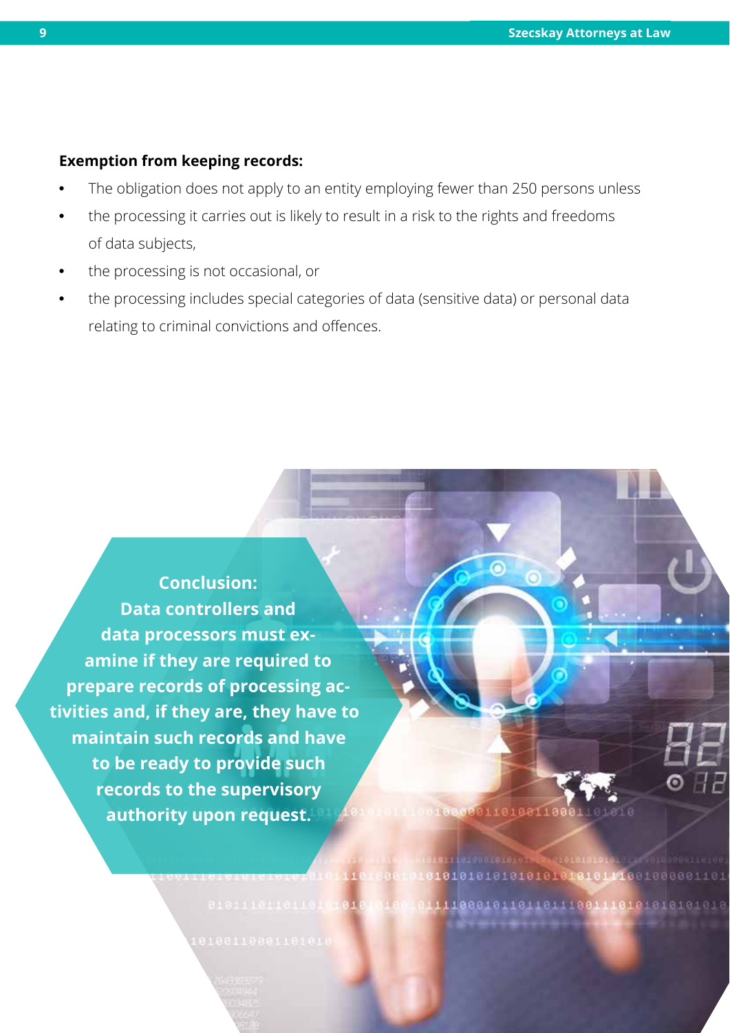**Exemption from keeping records:**

- The obligation does not apply to an entity employing fewer than 250 persons unless
- the processing it carries out is likely to result in a risk to the rights and freedoms of data subjects,
- the processing is not occasional, or
- the processing includes special categories of data (sensitive data) or personal data relating to criminal convictions and offences.

**Conclusion:**
**Data controllers and data processors must examine if they are required to prepare records of processing activities and, if they are, they have to maintain such records and have to be ready to provide such records to the supervisory authority upon request.**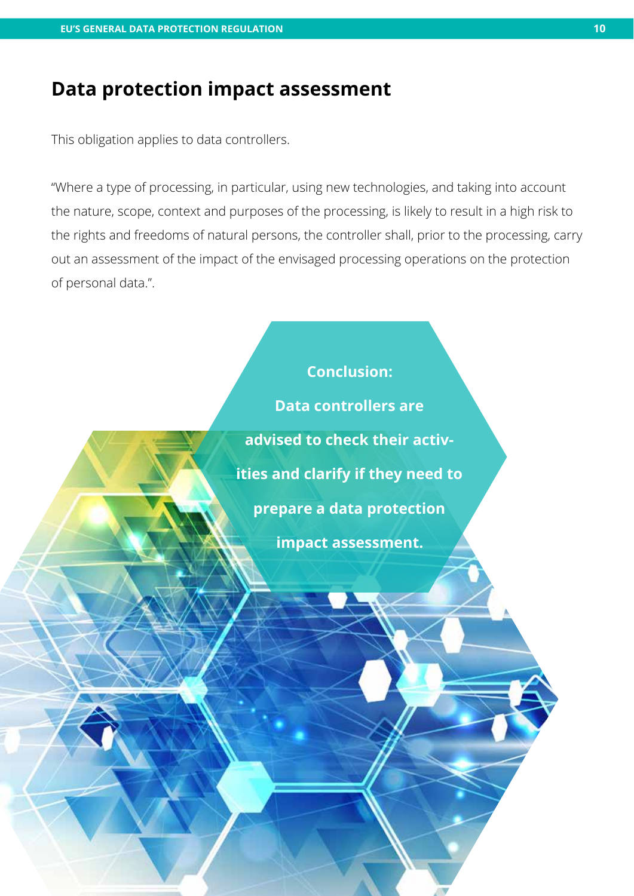## Data protection impact assessment

This obligation applies to data controllers.

"Where a type of processing, in particular, using new technologies, and taking into account the nature, scope, context and purposes of the processing, is likely to result in a high risk to the rights and freedoms of natural persons, the controller shall, prior to the processing, carry out an assessment of the impact of the envisaged processing operations on the protection of personal data.".

**Conclusion:**

**Data controllers are advised to check their activities and clarify if they need to prepare a data protection impact assessment.**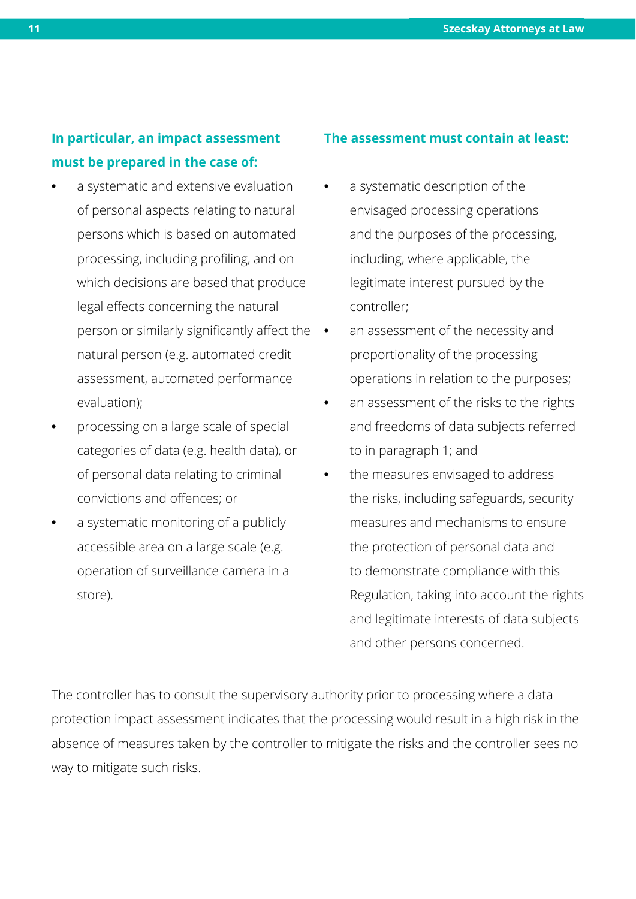**In particular, an impact assessment must be prepared in the case of:**

- a systematic and extensive evaluation of personal aspects relating to natural persons which is based on automated processing, including profiling, and on which decisions are based that produce legal effects concerning the natural person or similarly significantly affect the natural person (e.g. automated credit assessment, automated performance evaluation);
- processing on a large scale of special categories of data (e.g. health data), or of personal data relating to criminal convictions and offences; or
- a systematic monitoring of a publicly accessible area on a large scale (e.g. operation of surveillance camera in a store).

**The assessment must contain at least:**

- a systematic description of the envisaged processing operations and the purposes of the processing, including, where applicable, the legitimate interest pursued by the controller;
- an assessment of the necessity and proportionality of the processing operations in relation to the purposes;
- an assessment of the risks to the rights and freedoms of data subjects referred to in paragraph 1; and
- the measures envisaged to address the risks, including safeguards, security measures and mechanisms to ensure the protection of personal data and to demonstrate compliance with this Regulation, taking into account the rights and legitimate interests of data subjects and other persons concerned.

The controller has to consult the supervisory authority prior to processing where a data protection impact assessment indicates that the processing would result in a high risk in the absence of measures taken by the controller to mitigate the risks and the controller sees no way to mitigate such risks.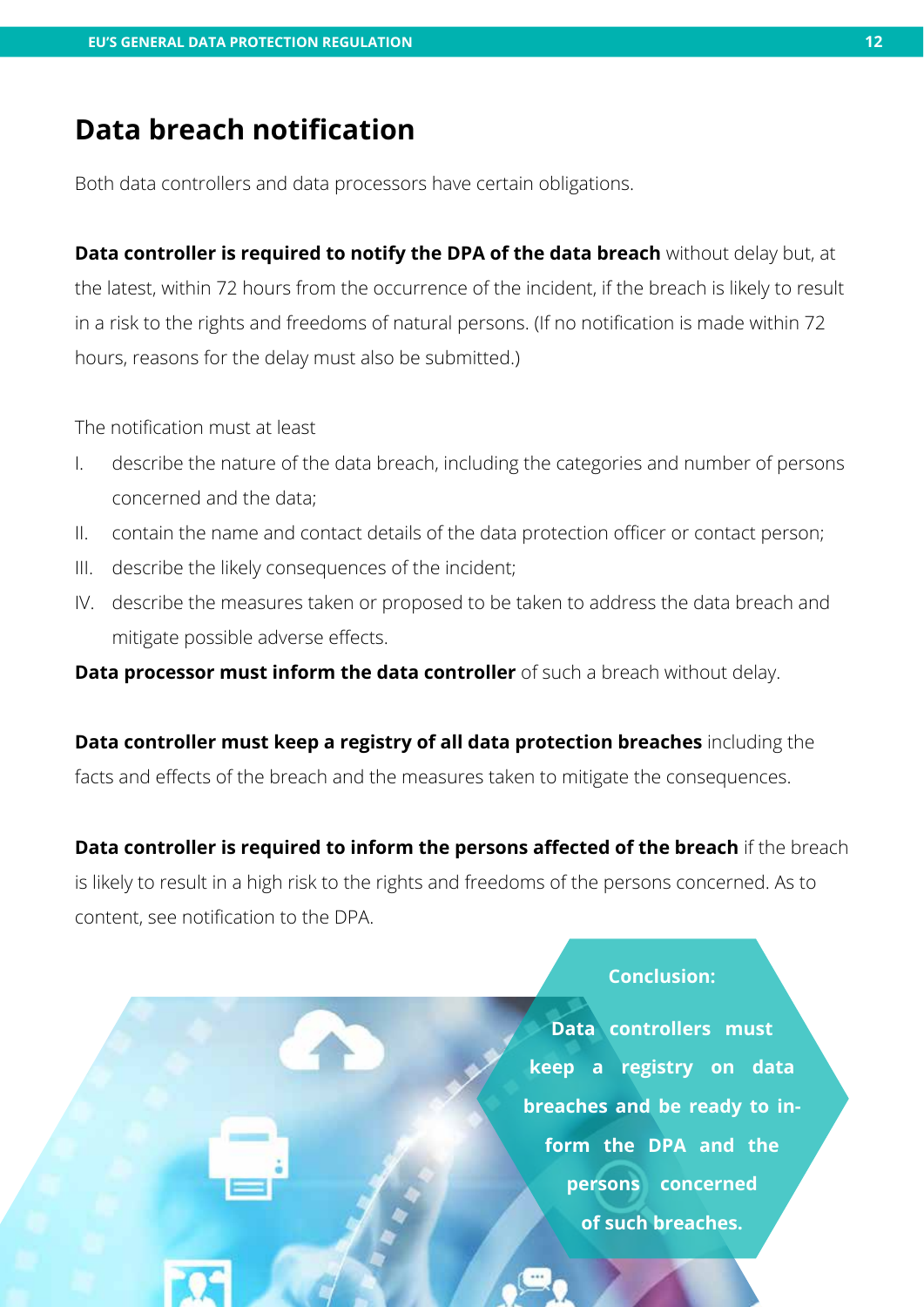## Data breach notification

Both data controllers and data processors have certain obligations.

**Data controller is required to notify the DPA of the data breach** without delay but, at the latest, within 72 hours from the occurrence of the incident, if the breach is likely to result in a risk to the rights and freedoms of natural persons. (If no notification is made within 72 hours, reasons for the delay must also be submitted.)

The notification must at least

I. describe the nature of the data breach, including the categories and number of persons concerned and the data;
II. contain the name and contact details of the data protection officer or contact person;
III. describe the likely consequences of the incident;
IV. describe the measures taken or proposed to be taken to address the data breach and mitigate possible adverse effects.

**Data processor must inform the data controller** of such a breach without delay.

**Data controller must keep a registry of all data protection breaches** including the facts and effects of the breach and the measures taken to mitigate the consequences.

**Data controller is required to inform the persons affected of the breach** if the breach is likely to result in a high risk to the rights and freedoms of the persons concerned. As to content, see notification to the DPA.

**Conclusion:**

**Data controllers must keep a registry on data breaches and be ready to inform the DPA and the persons concerned of such breaches.**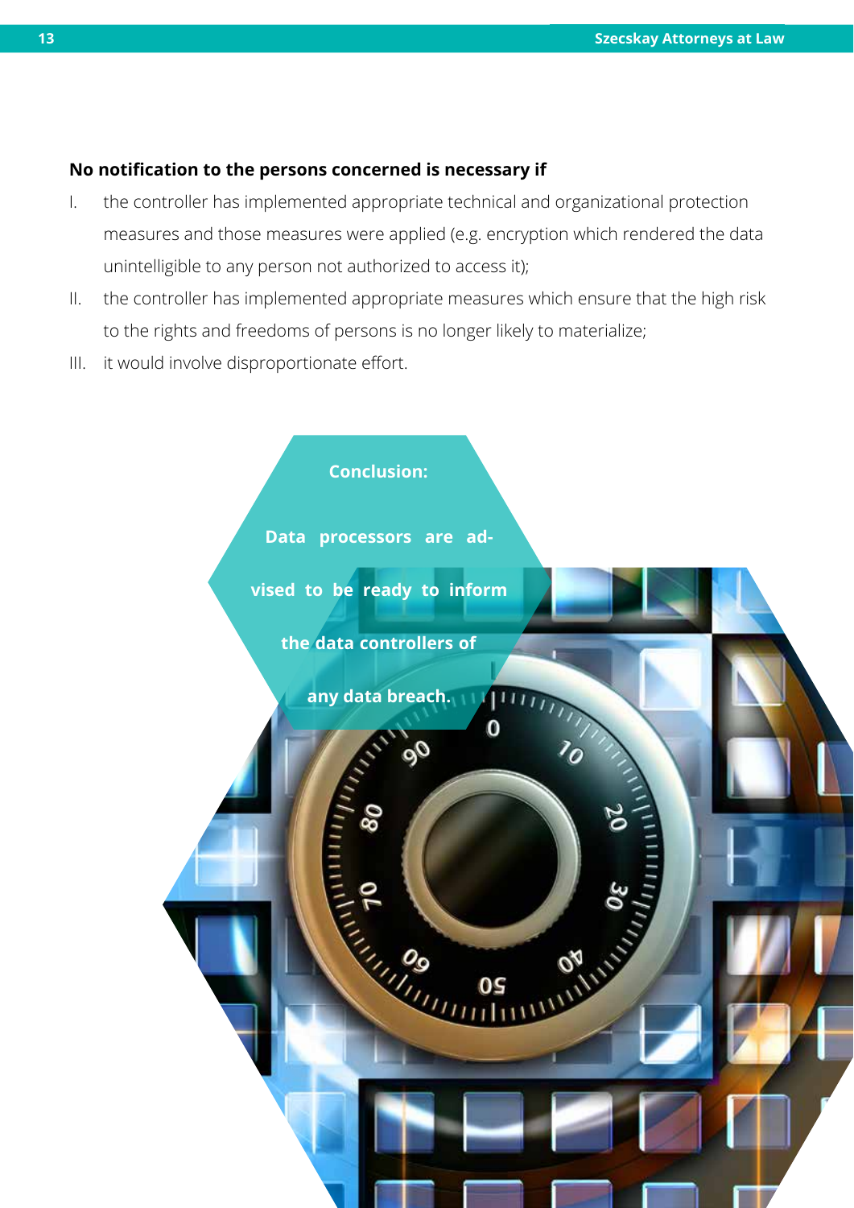**No notification to the persons concerned is necessary if**

I. the controller has implemented appropriate technical and organizational protection measures and those measures were applied (e.g. encryption which rendered the data unintelligible to any person not authorized to access it);

II. the controller has implemented appropriate measures which ensure that the high risk to the rights and freedoms of persons is no longer likely to materialize;

III. it would involve disproportionate effort.

**Conclusion:**

**Data processors are advised to be ready to inform the data controllers of any data breach.**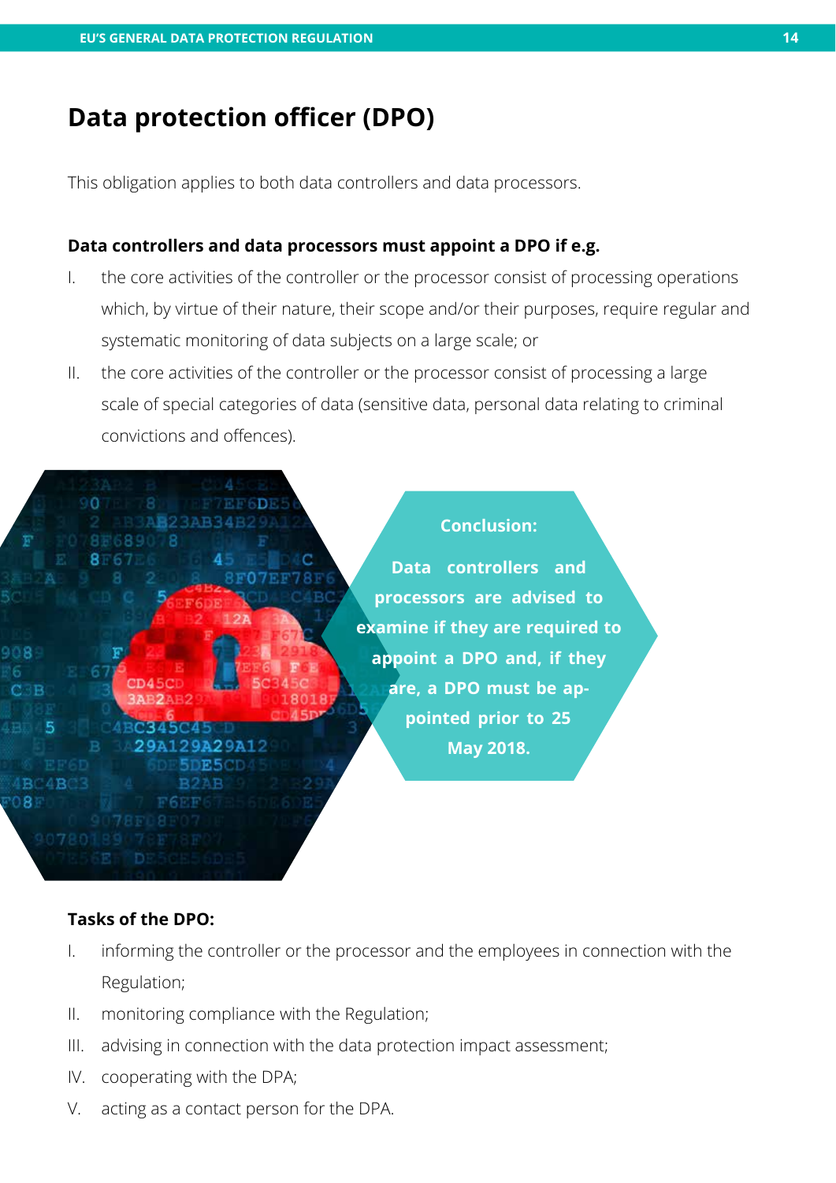# Data protection officer (DPO)

This obligation applies to both data controllers and data processors.

**Data controllers and data processors must appoint a DPO if e.g.**

I. the core activities of the controller or the processor consist of processing operations which, by virtue of their nature, their scope and/or their purposes, require regular and systematic monitoring of data subjects on a large scale; or

II. the core activities of the controller or the processor consist of processing a large scale of special categories of data (sensitive data, personal data relating to criminal convictions and offences).

**Conclusion:**

**Data controllers and processors are advised to examine if they are required to appoint a DPO and, if they are, a DPO must be appointed prior to 25 May 2018.**

**Tasks of the DPO:**

I. informing the controller or the processor and the employees in connection with the Regulation;

II. monitoring compliance with the Regulation;

III. advising in connection with the data protection impact assessment;

IV. cooperating with the DPA;

V. acting as a contact person for the DPA.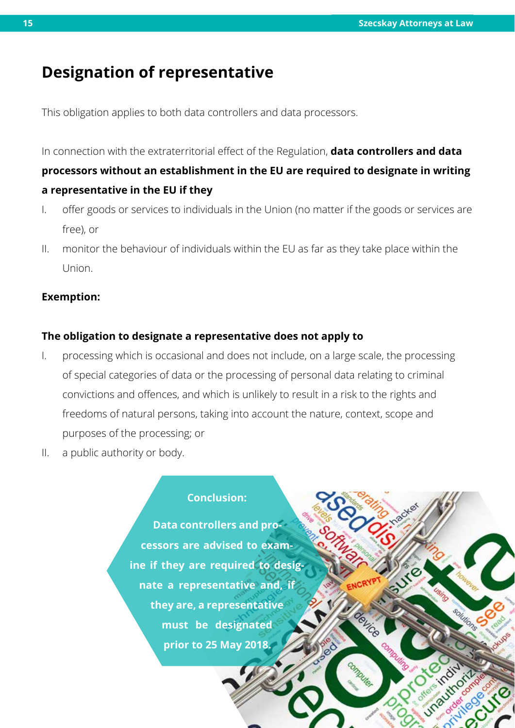## Designation of representative

This obligation applies to both data controllers and data processors.

In connection with the extraterritorial effect of the Regulation, **data controllers and data processors without an establishment in the EU are required to designate in writing a representative in the EU if they**

I. offer goods or services to individuals in the Union (no matter if the goods or services are free), or

II. monitor the behaviour of individuals within the EU as far as they take place within the Union.

**Exemption:**

**The obligation to designate a representative does not apply to**

I. processing which is occasional and does not include, on a large scale, the processing of special categories of data or the processing of personal data relating to criminal convictions and offences, and which is unlikely to result in a risk to the rights and freedoms of natural persons, taking into account the nature, context, scope and purposes of the processing; or

II. a public authority or body.

**Conclusion:**

**Data controllers and processors are advised to examine if they are required to designate a representative and, if they are, a representative must be designated prior to 25 May 2018.**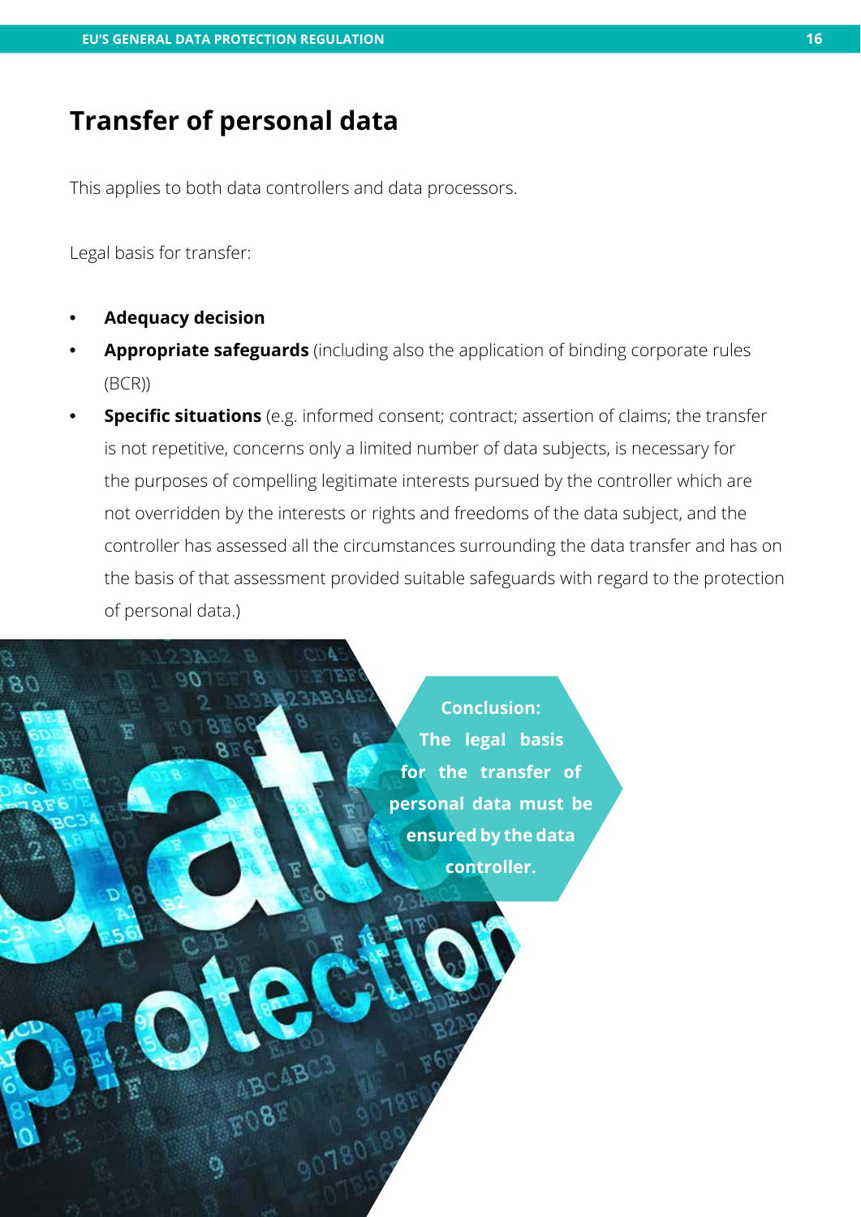## Transfer of personal data

This applies to both data controllers and data processors.

Legal basis for transfer:

- **Adequacy decision**
- **Appropriate safeguards** (including also the application of binding corporate rules (BCR))
- **Specific situations** (e.g. informed consent; contract; assertion of claims; the transfer is not repetitive, concerns only a limited number of data subjects, is necessary for the purposes of compelling legitimate interests pursued by the controller which are not overridden by the interests or rights and freedoms of the data subject, and the controller has assessed all the circumstances surrounding the data transfer and has on the basis of that assessment provided suitable safeguards with regard to the protection of personal data.)

**Conclusion: The legal basis for the transfer of personal data must be ensured by the data controller.**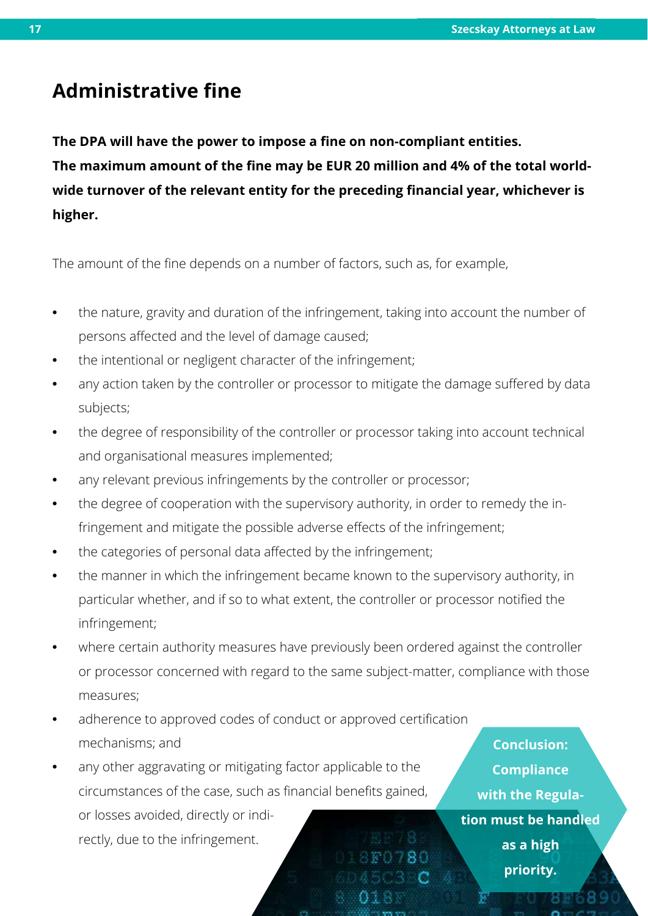# Administrative fine

**The DPA will have the power to impose a fine on non-compliant entities.**
**The maximum amount of the fine may be EUR 20 million and 4% of the total world-wide turnover of the relevant entity for the preceding financial year, whichever is higher.**

The amount of the fine depends on a number of factors, such as, for example,

- the nature, gravity and duration of the infringement, taking into account the number of persons affected and the level of damage caused;
- the intentional or negligent character of the infringement;
- any action taken by the controller or processor to mitigate the damage suffered by data subjects;
- the degree of responsibility of the controller or processor taking into account technical and organisational measures implemented;
- any relevant previous infringements by the controller or processor;
- the degree of cooperation with the supervisory authority, in order to remedy the infringement and mitigate the possible adverse effects of the infringement;
- the categories of personal data affected by the infringement;
- the manner in which the infringement became known to the supervisory authority, in particular whether, and if so to what extent, the controller or processor notified the infringement;
- where certain authority measures have previously been ordered against the controller or processor concerned with regard to the same subject-matter, compliance with those measures;
- adherence to approved codes of conduct or approved certification mechanisms; and
- any other aggravating or mitigating factor applicable to the circumstances of the case, such as financial benefits gained, or losses avoided, directly or indirectly, due to the infringement.

**Conclusion: Compliance with the Regulation must be handled as a high priority.**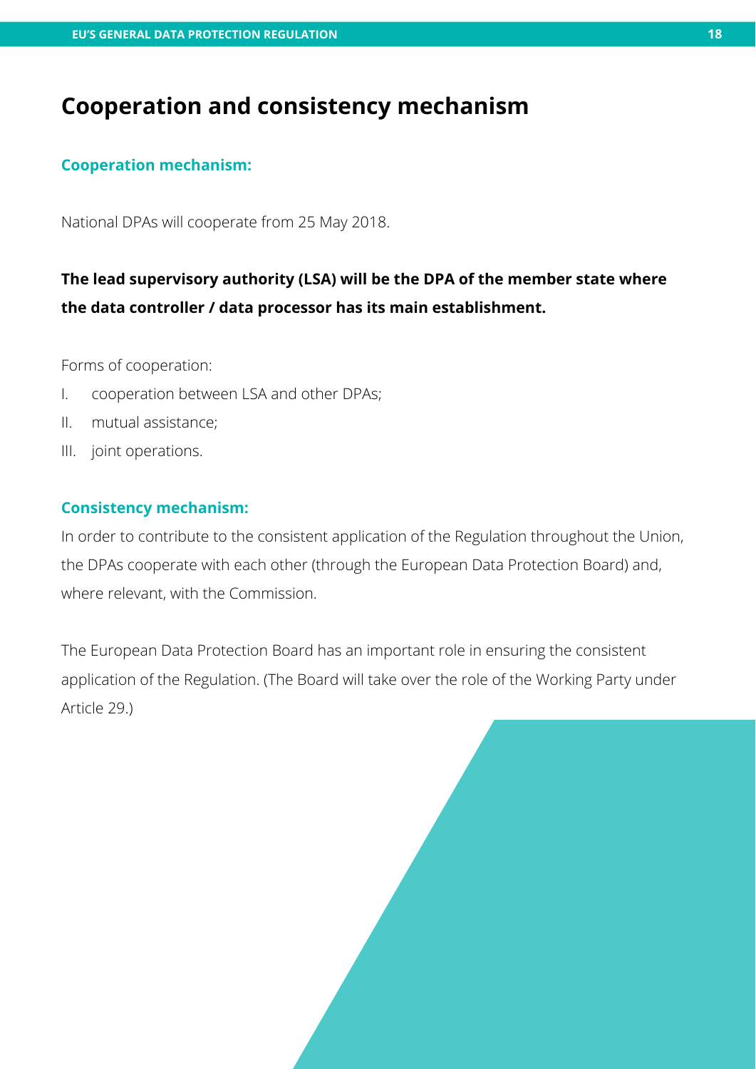# Cooperation and consistency mechanism

### Cooperation mechanism:

National DPAs will cooperate from 25 May 2018.

**The lead supervisory authority (LSA) will be the DPA of the member state where the data controller / data processor has its main establishment.**

Forms of cooperation:

I. cooperation between LSA and other DPAs;

II. mutual assistance;

III. joint operations.

### Consistency mechanism:

In order to contribute to the consistent application of the Regulation throughout the Union, the DPAs cooperate with each other (through the European Data Protection Board) and, where relevant, with the Commission.

The European Data Protection Board has an important role in ensuring the consistent application of the Regulation. (The Board will take over the role of the Working Party under Article 29.)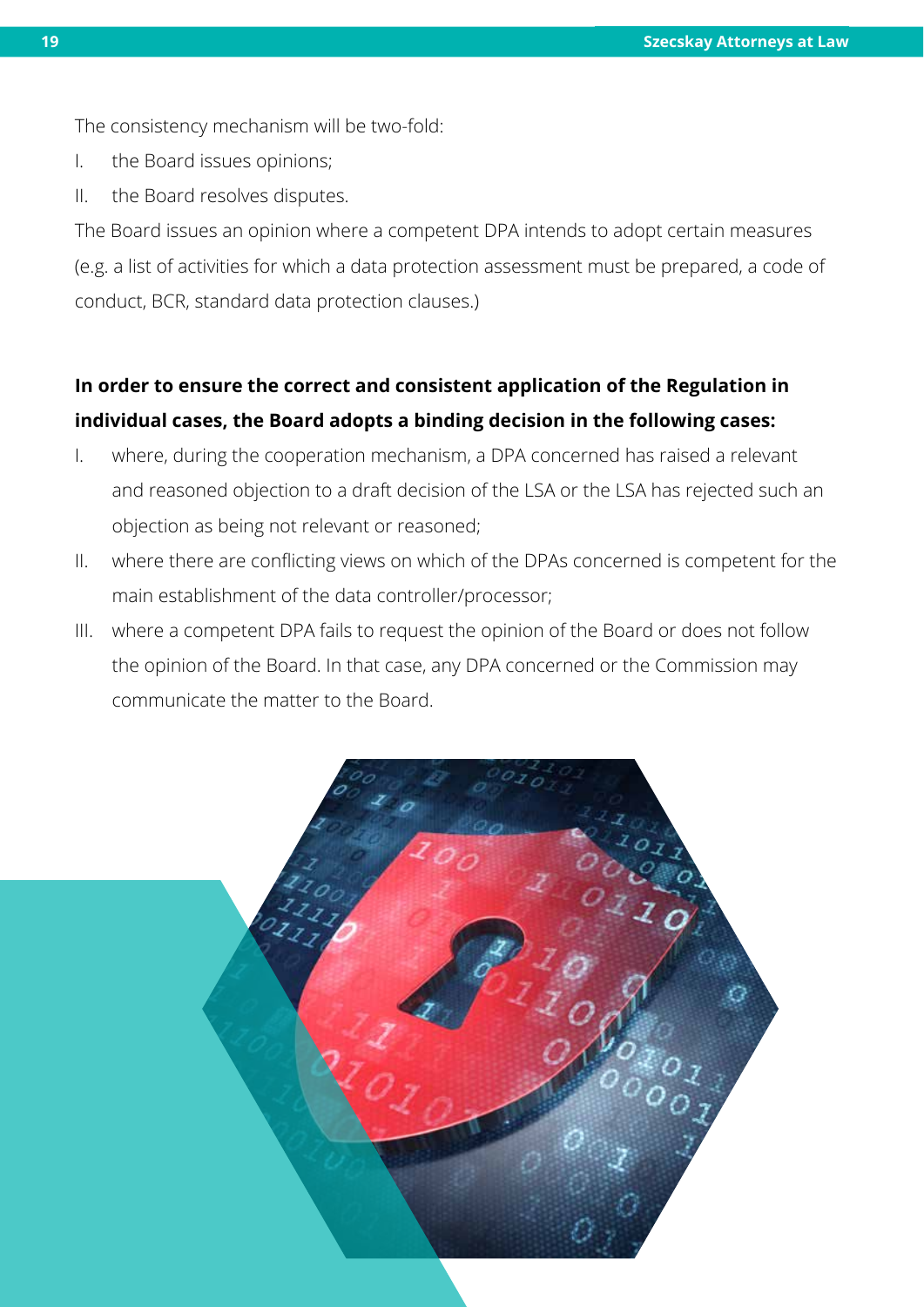The consistency mechanism will be two-fold:

I. the Board issues opinions;

II. the Board resolves disputes.

The Board issues an opinion where a competent DPA intends to adopt certain measures (e.g. a list of activities for which a data protection assessment must be prepared, a code of conduct, BCR, standard data protection clauses.)

**In order to ensure the correct and consistent application of the Regulation in individual cases, the Board adopts a binding decision in the following cases:**

I. where, during the cooperation mechanism, a DPA concerned has raised a relevant and reasoned objection to a draft decision of the LSA or the LSA has rejected such an objection as being not relevant or reasoned;

II. where there are conflicting views on which of the DPAs concerned is competent for the main establishment of the data controller/processor;

III. where a competent DPA fails to request the opinion of the Board or does not follow the opinion of the Board. In that case, any DPA concerned or the Commission may communicate the matter to the Board.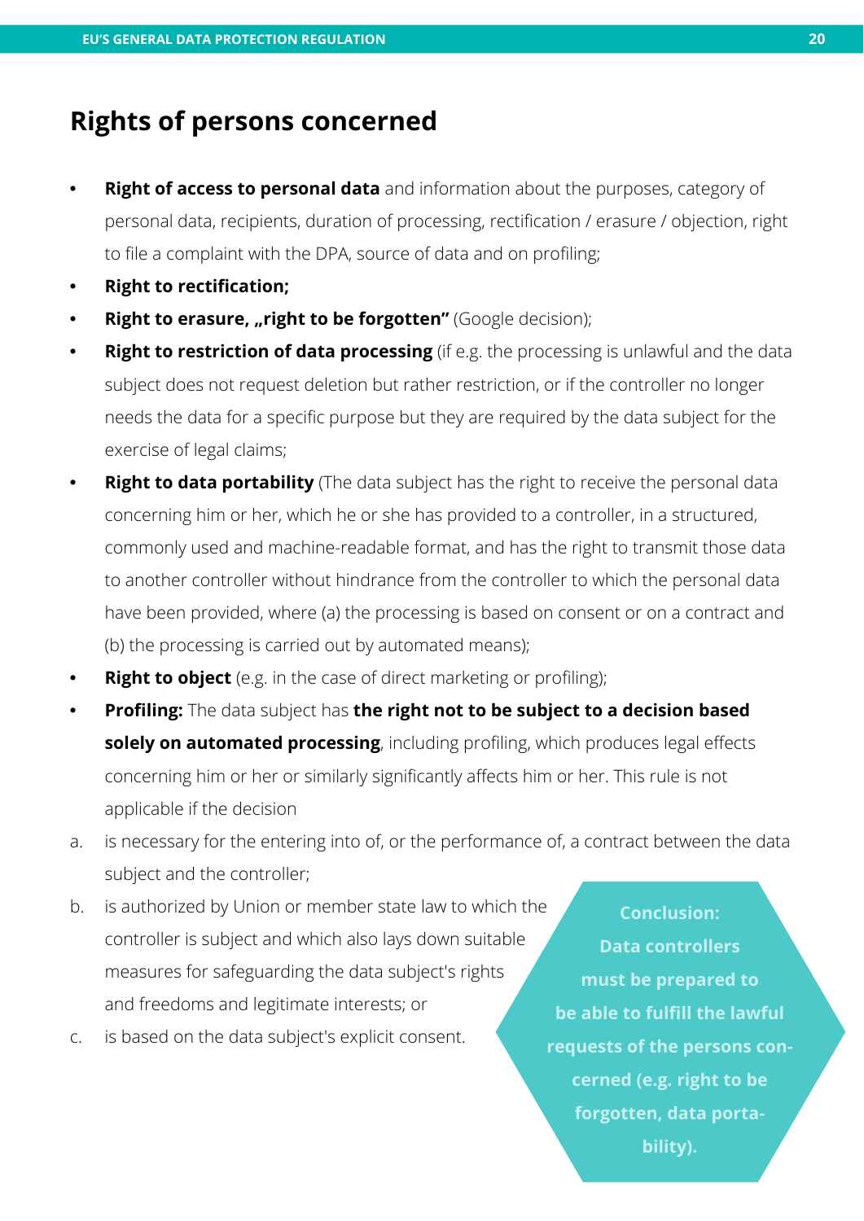## Rights of persons concerned

- **Right of access to personal data** and information about the purposes, category of personal data, recipients, duration of processing, rectification / erasure / objection, right to file a complaint with the DPA, source of data and on profiling;
- **Right to rectification;**
- **Right to erasure, „right to be forgotten"** (Google decision);
- **Right to restriction of data processing** (if e.g. the processing is unlawful and the data subject does not request deletion but rather restriction, or if the controller no longer needs the data for a specific purpose but they are required by the data subject for the exercise of legal claims;
- **Right to data portability** (The data subject has the right to receive the personal data concerning him or her, which he or she has provided to a controller, in a structured, commonly used and machine-readable format, and has the right to transmit those data to another controller without hindrance from the controller to which the personal data have been provided, where (a) the processing is based on consent or on a contract and (b) the processing is carried out by automated means);
- **Right to object** (e.g. in the case of direct marketing or profiling);
- **Profiling:** The data subject has **the right not to be subject to a decision based solely on automated processing**, including profiling, which produces legal effects concerning him or her or similarly significantly affects him or her. This rule is not applicable if the decision

a. is necessary for the entering into of, or the performance of, a contract between the data subject and the controller;

b. is authorized by Union or member state law to which the controller is subject and which also lays down suitable measures for safeguarding the data subject's rights and freedoms and legitimate interests; or

c. is based on the data subject's explicit consent.

**Conclusion: Data controllers must be prepared to be able to fulfill the lawful requests of the persons concerned (e.g. right to be forgotten, data portability).**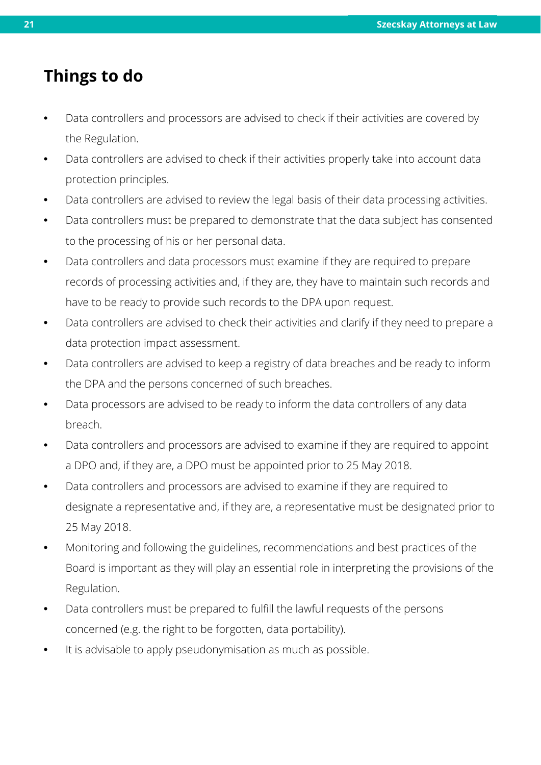## Things to do

- Data controllers and processors are advised to check if their activities are covered by the Regulation.
- Data controllers are advised to check if their activities properly take into account data protection principles.
- Data controllers are advised to review the legal basis of their data processing activities.
- Data controllers must be prepared to demonstrate that the data subject has consented to the processing of his or her personal data.
- Data controllers and data processors must examine if they are required to prepare records of processing activities and, if they are, they have to maintain such records and have to be ready to provide such records to the DPA upon request.
- Data controllers are advised to check their activities and clarify if they need to prepare a data protection impact assessment.
- Data controllers are advised to keep a registry of data breaches and be ready to inform the DPA and the persons concerned of such breaches.
- Data processors are advised to be ready to inform the data controllers of any data breach.
- Data controllers and processors are advised to examine if they are required to appoint a DPO and, if they are, a DPO must be appointed prior to 25 May 2018.
- Data controllers and processors are advised to examine if they are required to designate a representative and, if they are, a representative must be designated prior to 25 May 2018.
- Monitoring and following the guidelines, recommendations and best practices of the Board is important as they will play an essential role in interpreting the provisions of the Regulation.
- Data controllers must be prepared to fulfill the lawful requests of the persons concerned (e.g. the right to be forgotten, data portability).
- It is advisable to apply pseudonymisation as much as possible.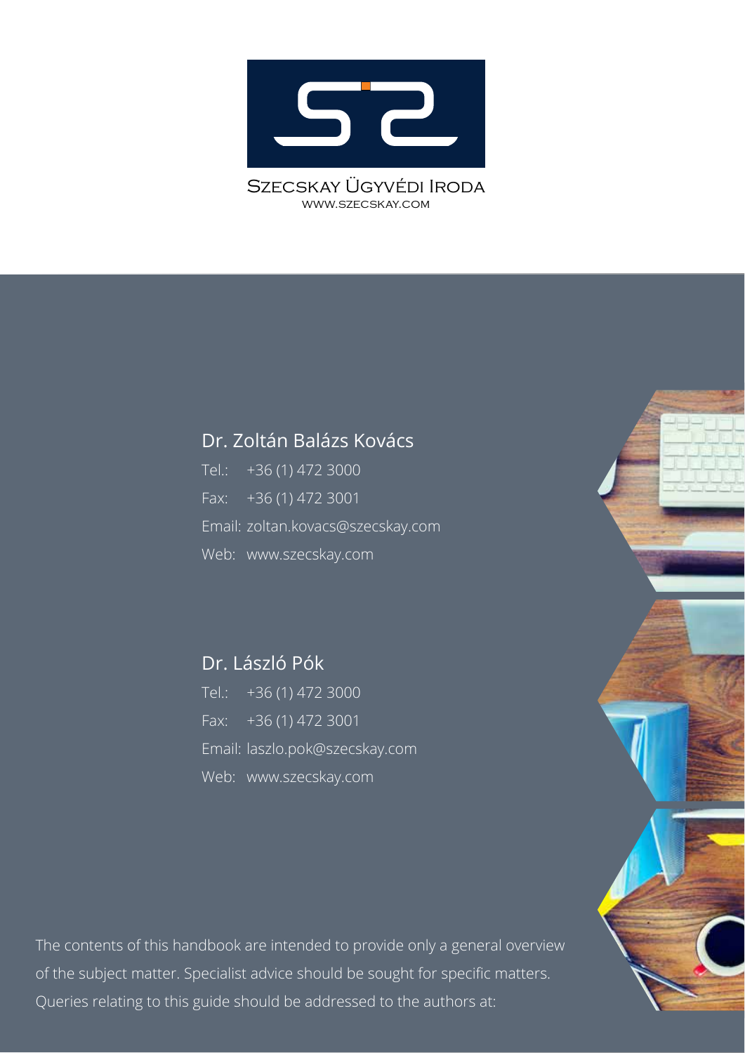Szecskay Ügyvédi Iroda

www.szecskay.com

## Dr. Zoltán Balázs Kovács

Tel.: +36 (1) 472 3000

Fax: +36 (1) 472 3001

Email: zoltan.kovacs@szecskay.com

Web: www.szecskay.com

## Dr. László Pók

Tel.: +36 (1) 472 3000

Fax: +36 (1) 472 3001

Email: laszlo.pok@szecskay.com

Web: www.szecskay.com

The contents of this handbook are intended to provide only a general overview of the subject matter. Specialist advice should be sought for specific matters. Queries relating to this guide should be addressed to the authors at: